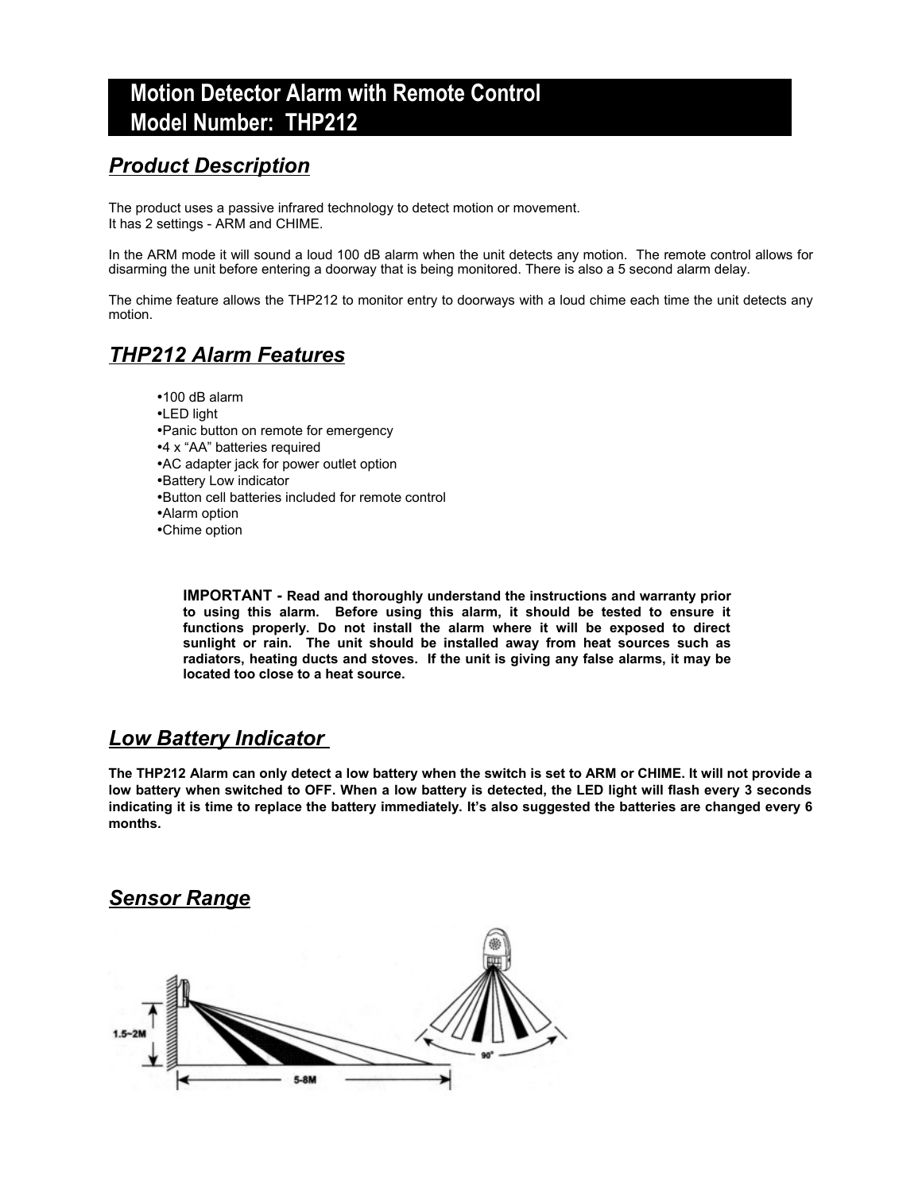# Motion Detector Alarm with Remote Control
# Model Number: THP212

## *Product Description*

The product uses a passive infrared technology to detect motion or movement.
It has 2 settings - ARM and CHIME.

In the ARM mode it will sound a loud 100 dB alarm when the unit detects any motion. The remote control allows for disarming the unit before entering a doorway that is being monitored. There is also a 5 second alarm delay.

The chime feature allows the THP212 to monitor entry to doorways with a loud chime each time the unit detects any motion.

## *THP212 Alarm Features*

- 100 dB alarm
- LED light
- Panic button on remote for emergency
- 4 x “AA” batteries required
- AC adapter jack for power outlet option
- Battery Low indicator
- Button cell batteries included for remote control
- Alarm option
- Chime option

> **IMPORTANT - Read and thoroughly understand the instructions and warranty prior to using this alarm. Before using this alarm, it should be tested to ensure it functions properly. Do not install the alarm where it will be exposed to direct sunlight or rain. The unit should be installed away from heat sources such as radiators, heating ducts and stoves. If the unit is giving any false alarms, it may be located too close to a heat source.**

## *Low Battery Indicator*

**The THP212 Alarm can only detect a low battery when the switch is set to ARM or CHIME. It will not provide a low battery when switched to OFF. When a low battery is detected, the LED light will flash every 3 seconds indicating it is time to replace the battery immediately. It’s also suggested the batteries are changed every 6 months.**

## *Sensor Range*

1.5~2M

5-8M

90°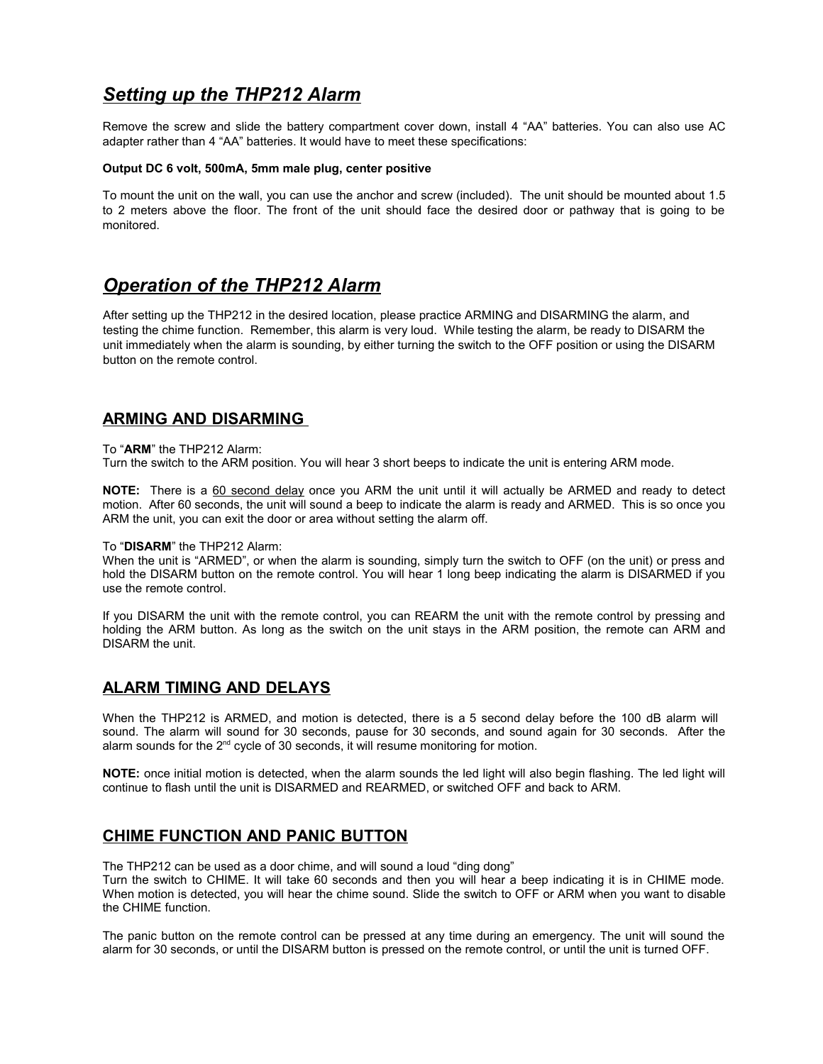## *Setting up the THP212 Alarm*

Remove the screw and slide the battery compartment cover down, install 4 "AA" batteries. You can also use AC adapter rather than 4 "AA" batteries. It would have to meet these specifications:

**Output DC 6 volt, 500mA, 5mm male plug, center positive**

To mount the unit on the wall, you can use the anchor and screw (included). The unit should be mounted about 1.5 to 2 meters above the floor. The front of the unit should face the desired door or pathway that is going to be monitored.

## *Operation of the THP212 Alarm*

After setting up the THP212 in the desired location, please practice ARMING and DISARMING the alarm, and testing the chime function. Remember, this alarm is very loud. While testing the alarm, be ready to DISARM the unit immediately when the alarm is sounding, by either turning the switch to the OFF position or using the DISARM button on the remote control.

### ARMING AND DISARMING

To "**ARM**" the THP212 Alarm:
Turn the switch to the ARM position. You will hear 3 short beeps to indicate the unit is entering ARM mode.

**NOTE:** There is a 60 second delay once you ARM the unit until it will actually be ARMED and ready to detect motion. After 60 seconds, the unit will sound a beep to indicate the alarm is ready and ARMED. This is so once you ARM the unit, you can exit the door or area without setting the alarm off.

To "**DISARM**" the THP212 Alarm:
When the unit is "ARMED", or when the alarm is sounding, simply turn the switch to OFF (on the unit) or press and hold the DISARM button on the remote control. You will hear 1 long beep indicating the alarm is DISARMED if you use the remote control.

If you DISARM the unit with the remote control, you can REARM the unit with the remote control by pressing and holding the ARM button. As long as the switch on the unit stays in the ARM position, the remote can ARM and DISARM the unit.

### ALARM TIMING AND DELAYS

When the THP212 is ARMED, and motion is detected, there is a 5 second delay before the 100 dB alarm will sound. The alarm will sound for 30 seconds, pause for 30 seconds, and sound again for 30 seconds. After the alarm sounds for the 2nd cycle of 30 seconds, it will resume monitoring for motion.

**NOTE:** once initial motion is detected, when the alarm sounds the led light will also begin flashing. The led light will continue to flash until the unit is DISARMED and REARMED, or switched OFF and back to ARM.

### CHIME FUNCTION AND PANIC BUTTON

The THP212 can be used as a door chime, and will sound a loud "ding dong"
Turn the switch to CHIME. It will take 60 seconds and then you will hear a beep indicating it is in CHIME mode. When motion is detected, you will hear the chime sound. Slide the switch to OFF or ARM when you want to disable the CHIME function.

The panic button on the remote control can be pressed at any time during an emergency. The unit will sound the alarm for 30 seconds, or until the DISARM button is pressed on the remote control, or until the unit is turned OFF.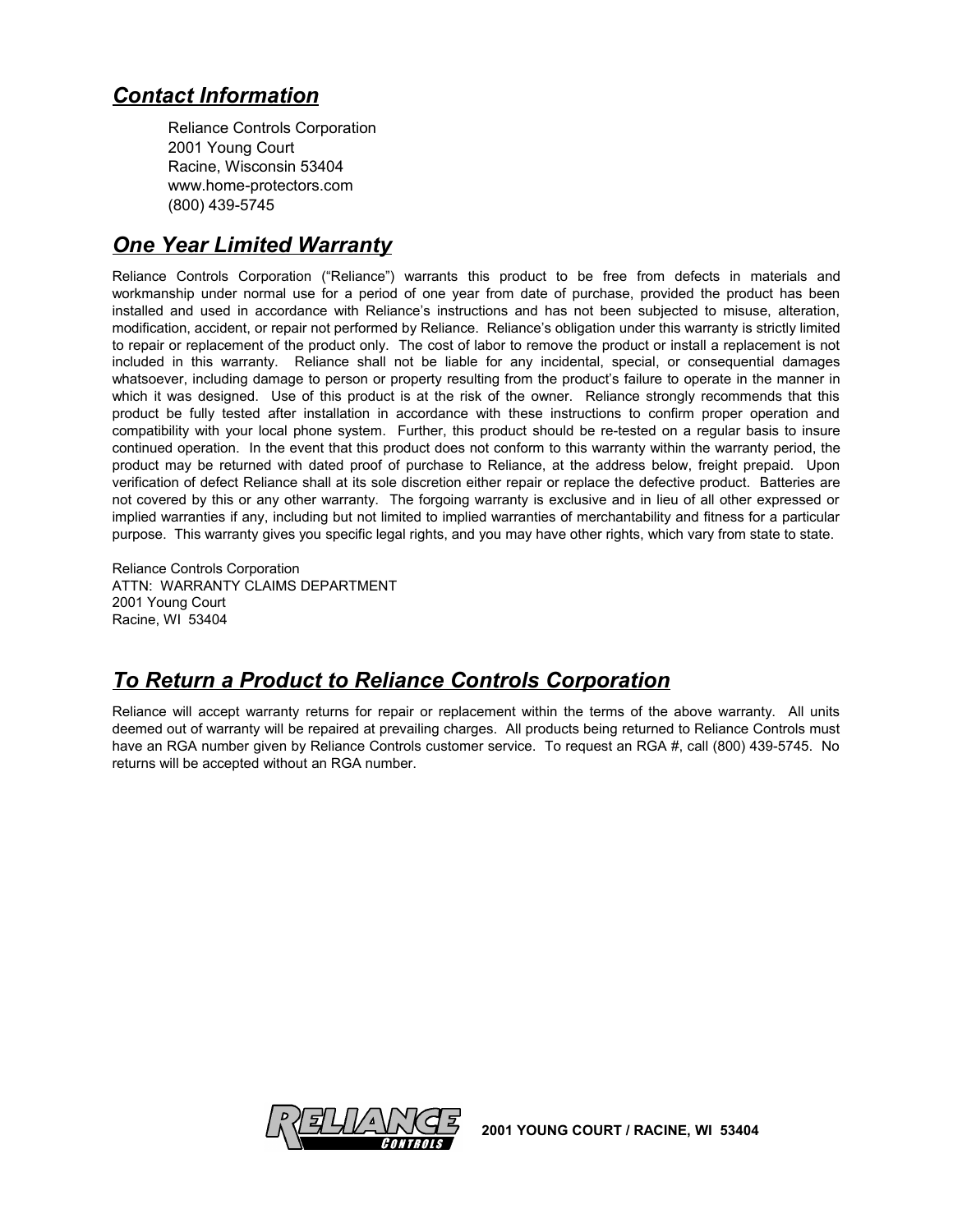## *Contact Information*

Reliance Controls Corporation
2001 Young Court
Racine, Wisconsin 53404
www.home-protectors.com
(800) 439-5745

## *One Year Limited Warranty*

Reliance Controls Corporation ("Reliance") warrants this product to be free from defects in materials and workmanship under normal use for a period of one year from date of purchase, provided the product has been installed and used in accordance with Reliance's instructions and has not been subjected to misuse, alteration, modification, accident, or repair not performed by Reliance. Reliance's obligation under this warranty is strictly limited to repair or replacement of the product only. The cost of labor to remove the product or install a replacement is not included in this warranty. Reliance shall not be liable for any incidental, special, or consequential damages whatsoever, including damage to person or property resulting from the product's failure to operate in the manner in which it was designed. Use of this product is at the risk of the owner. Reliance strongly recommends that this product be fully tested after installation in accordance with these instructions to confirm proper operation and compatibility with your local phone system. Further, this product should be re-tested on a regular basis to insure continued operation. In the event that this product does not conform to this warranty within the warranty period, the product may be returned with dated proof of purchase to Reliance, at the address below, freight prepaid. Upon verification of defect Reliance shall at its sole discretion either repair or replace the defective product. Batteries are not covered by this or any other warranty. The forgoing warranty is exclusive and in lieu of all other expressed or implied warranties if any, including but not limited to implied warranties of merchantability and fitness for a particular purpose. This warranty gives you specific legal rights, and you may have other rights, which vary from state to state.

Reliance Controls Corporation
ATTN: WARRANTY CLAIMS DEPARTMENT
2001 Young Court
Racine, WI 53404

## *To Return a Product to Reliance Controls Corporation*

Reliance will accept warranty returns for repair or replacement within the terms of the above warranty. All units deemed out of warranty will be repaired at prevailing charges. All products being returned to Reliance Controls must have an RGA number given by Reliance Controls customer service. To request an RGA #, call (800) 439-5745. No returns will be accepted without an RGA number.

RELIANCE CONTROLS **2001 YOUNG COURT / RACINE, WI 53404**